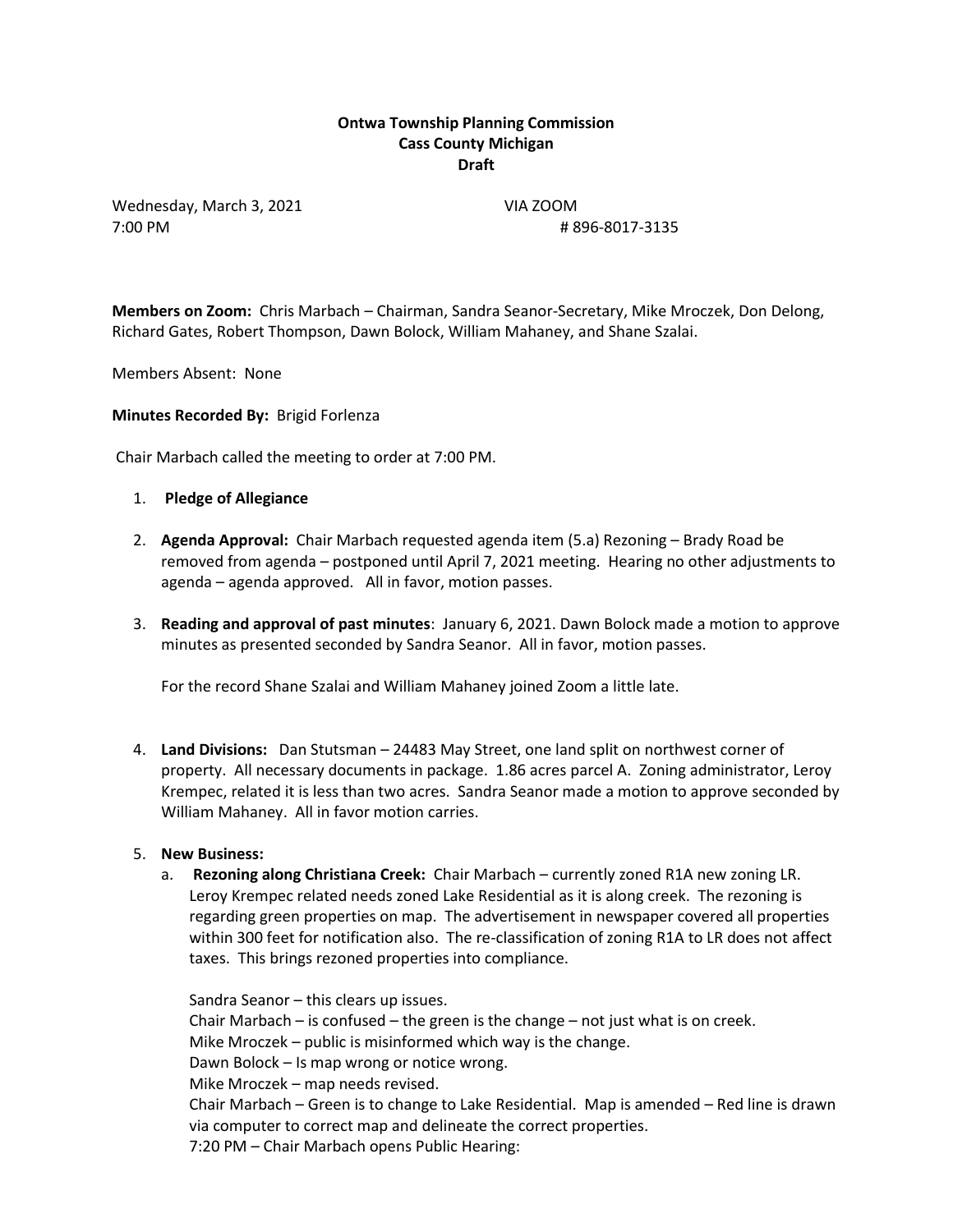**Ontwa Township Planning Commission**
**Cass County Michigan**
**Draft**

Wednesday, March 3, 2021 VIA ZOOM
7:00 PM # 896-8017-3135

**Members on Zoom:** Chris Marbach – Chairman, Sandra Seanor-Secretary, Mike Mroczek, Don Delong, Richard Gates, Robert Thompson, Dawn Bolock, William Mahaney, and Shane Szalai.

Members Absent: None

**Minutes Recorded By:** Brigid Forlenza

Chair Marbach called the meeting to order at 7:00 PM.

1. **Pledge of Allegiance**

2. **Agenda Approval:** Chair Marbach requested agenda item (5.a) Rezoning – Brady Road be removed from agenda – postponed until April 7, 2021 meeting. Hearing no other adjustments to agenda – agenda approved. All in favor, motion passes.

3. **Reading and approval of past minutes**: January 6, 2021. Dawn Bolock made a motion to approve minutes as presented seconded by Sandra Seanor. All in favor, motion passes.

   For the record Shane Szalai and William Mahaney joined Zoom a little late.

4. **Land Divisions:** Dan Stutsman – 24483 May Street, one land split on northwest corner of property. All necessary documents in package. 1.86 acres parcel A. Zoning administrator, Leroy Krempec, related it is less than two acres. Sandra Seanor made a motion to approve seconded by William Mahaney. All in favor motion carries.

5. **New Business:**
   a. **Rezoning along Christiana Creek:** Chair Marbach – currently zoned R1A new zoning LR. Leroy Krempec related needs zoned Lake Residential as it is along creek. The rezoning is regarding green properties on map. The advertisement in newspaper covered all properties within 300 feet for notification also. The re-classification of zoning R1A to LR does not affect taxes. This brings rezoned properties into compliance.

      Sandra Seanor – this clears up issues.
      Chair Marbach – is confused – the green is the change – not just what is on creek.
      Mike Mroczek – public is misinformed which way is the change.
      Dawn Bolock – Is map wrong or notice wrong.
      Mike Mroczek – map needs revised.
      Chair Marbach – Green is to change to Lake Residential. Map is amended – Red line is drawn via computer to correct map and delineate the correct properties.
      7:20 PM – Chair Marbach opens Public Hearing: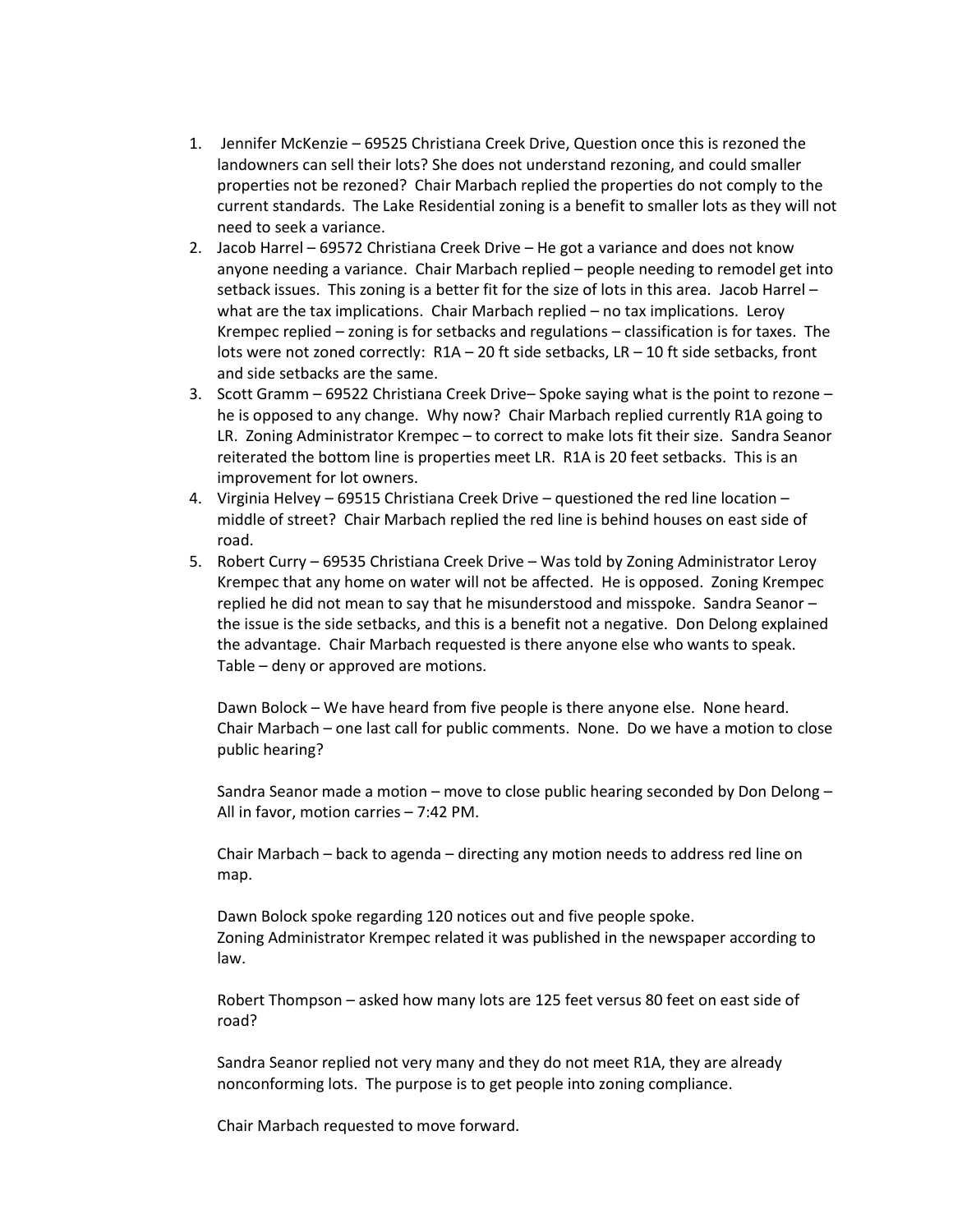1. Jennifer McKenzie – 69525 Christiana Creek Drive, Question once this is rezoned the landowners can sell their lots? She does not understand rezoning, and could smaller properties not be rezoned? Chair Marbach replied the properties do not comply to the current standards. The Lake Residential zoning is a benefit to smaller lots as they will not need to seek a variance.
2. Jacob Harrel – 69572 Christiana Creek Drive – He got a variance and does not know anyone needing a variance. Chair Marbach replied – people needing to remodel get into setback issues. This zoning is a better fit for the size of lots in this area. Jacob Harrel – what are the tax implications. Chair Marbach replied – no tax implications. Leroy Krempec replied – zoning is for setbacks and regulations – classification is for taxes. The lots were not zoned correctly: R1A – 20 ft side setbacks, LR – 10 ft side setbacks, front and side setbacks are the same.
3. Scott Gramm – 69522 Christiana Creek Drive– Spoke saying what is the point to rezone – he is opposed to any change. Why now? Chair Marbach replied currently R1A going to LR. Zoning Administrator Krempec – to correct to make lots fit their size. Sandra Seanor reiterated the bottom line is properties meet LR. R1A is 20 feet setbacks. This is an improvement for lot owners.
4. Virginia Helvey – 69515 Christiana Creek Drive – questioned the red line location – middle of street? Chair Marbach replied the red line is behind houses on east side of road.
5. Robert Curry – 69535 Christiana Creek Drive – Was told by Zoning Administrator Leroy Krempec that any home on water will not be affected. He is opposed. Zoning Krempec replied he did not mean to say that he misunderstood and misspoke. Sandra Seanor – the issue is the side setbacks, and this is a benefit not a negative. Don Delong explained the advantage. Chair Marbach requested is there anyone else who wants to speak. Table – deny or approved are motions.

   Dawn Bolock – We have heard from five people is there anyone else. None heard. Chair Marbach – one last call for public comments. None. Do we have a motion to close public hearing?

   Sandra Seanor made a motion – move to close public hearing seconded by Don Delong – All in favor, motion carries – 7:42 PM.

   Chair Marbach – back to agenda – directing any motion needs to address red line on map.

   Dawn Bolock spoke regarding 120 notices out and five people spoke.
   Zoning Administrator Krempec related it was published in the newspaper according to law.

   Robert Thompson – asked how many lots are 125 feet versus 80 feet on east side of road?

   Sandra Seanor replied not very many and they do not meet R1A, they are already nonconforming lots. The purpose is to get people into zoning compliance.

   Chair Marbach requested to move forward.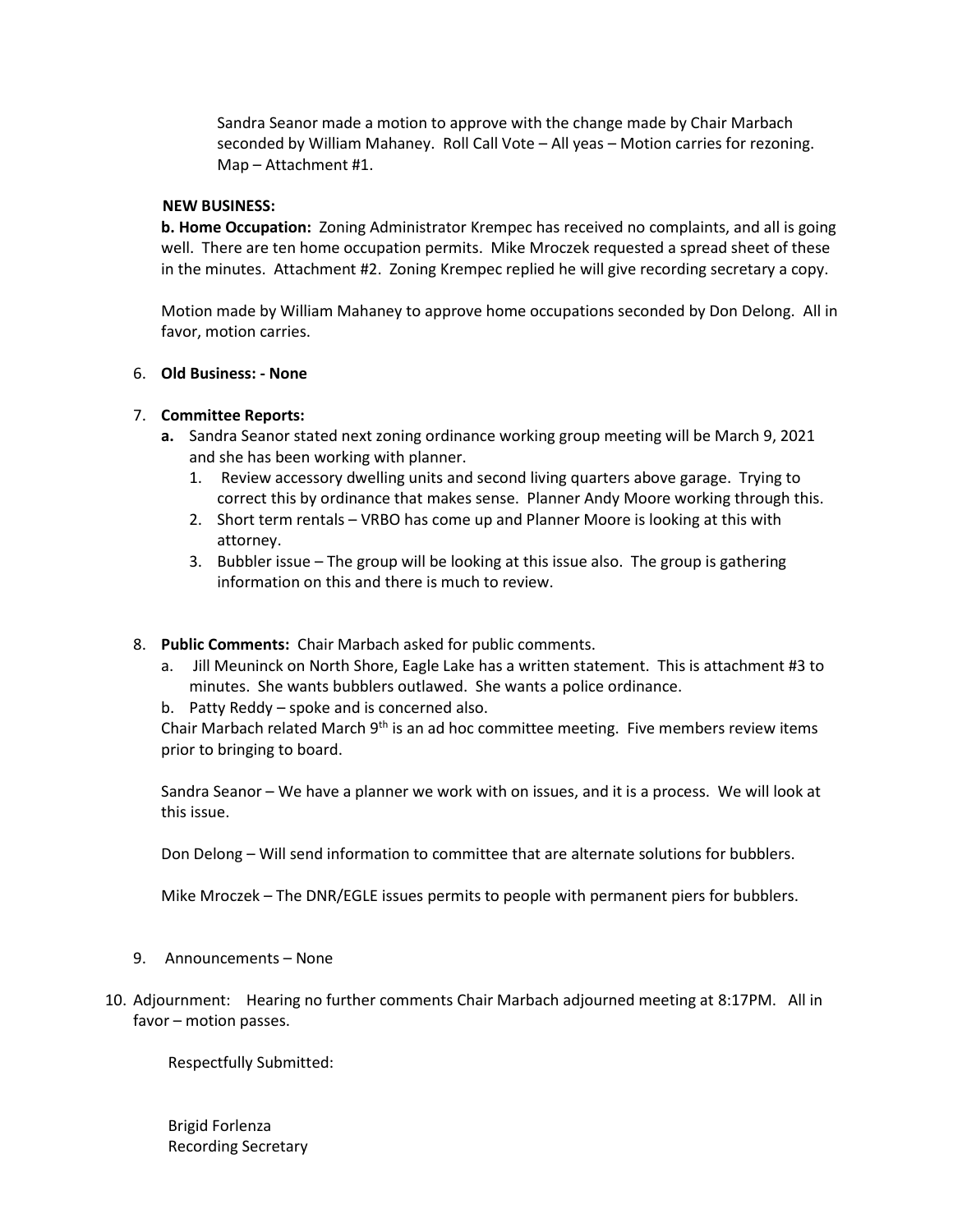Sandra Seanor made a motion to approve with the change made by Chair Marbach seconded by William Mahaney. Roll Call Vote – All yeas – Motion carries for rezoning. Map – Attachment #1.

**NEW BUSINESS:**

**b. Home Occupation:** Zoning Administrator Krempec has received no complaints, and all is going well. There are ten home occupation permits. Mike Mroczek requested a spread sheet of these in the minutes. Attachment #2. Zoning Krempec replied he will give recording secretary a copy.

Motion made by William Mahaney to approve home occupations seconded by Don Delong. All in favor, motion carries.

6. **Old Business: - None**

7. **Committee Reports:**
   - **a.** Sandra Seanor stated next zoning ordinance working group meeting will be March 9, 2021 and she has been working with planner.
     1. Review accessory dwelling units and second living quarters above garage. Trying to correct this by ordinance that makes sense. Planner Andy Moore working through this.
     2. Short term rentals – VRBO has come up and Planner Moore is looking at this with attorney.
     3. Bubbler issue – The group will be looking at this issue also. The group is gathering information on this and there is much to review.

8. **Public Comments:** Chair Marbach asked for public comments.
   - a. Jill Meuninck on North Shore, Eagle Lake has a written statement. This is attachment #3 to minutes. She wants bubblers outlawed. She wants a police ordinance.
   - b. Patty Reddy – spoke and is concerned also.

   Chair Marbach related March 9th is an ad hoc committee meeting. Five members review items prior to bringing to board.

   Sandra Seanor – We have a planner we work with on issues, and it is a process. We will look at this issue.

   Don Delong – Will send information to committee that are alternate solutions for bubblers.

   Mike Mroczek – The DNR/EGLE issues permits to people with permanent piers for bubblers.

9. Announcements – None

10. Adjournment: Hearing no further comments Chair Marbach adjourned meeting at 8:17PM. All in favor – motion passes.

Respectfully Submitted:

Brigid Forlenza
Recording Secretary